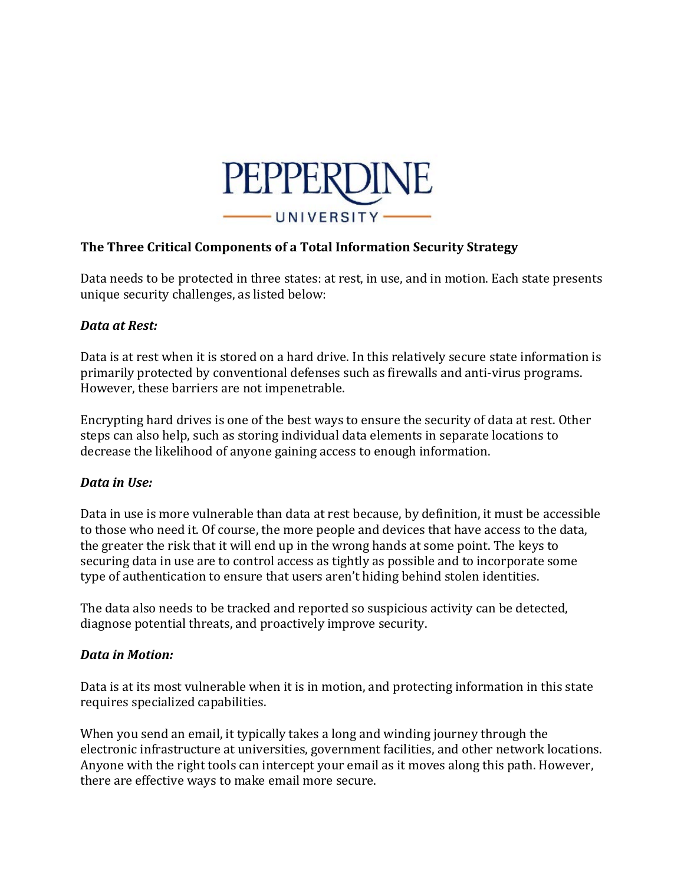PEPPERDINE UNIVERSITY

**The Three Critical Components of a Total Information Security Strategy**

Data needs to be protected in three states: at rest, in use, and in motion. Each state presents unique security challenges, as listed below:

***Data at Rest:***

Data is at rest when it is stored on a hard drive. In this relatively secure state information is primarily protected by conventional defenses such as firewalls and anti-virus programs. However, these barriers are not impenetrable.

Encrypting hard drives is one of the best ways to ensure the security of data at rest. Other steps can also help, such as storing individual data elements in separate locations to decrease the likelihood of anyone gaining access to enough information.

***Data in Use:***

Data in use is more vulnerable than data at rest because, by definition, it must be accessible to those who need it. Of course, the more people and devices that have access to the data, the greater the risk that it will end up in the wrong hands at some point. The keys to securing data in use are to control access as tightly as possible and to incorporate some type of authentication to ensure that users aren't hiding behind stolen identities.

The data also needs to be tracked and reported so suspicious activity can be detected, diagnose potential threats, and proactively improve security.

***Data in Motion:***

Data is at its most vulnerable when it is in motion, and protecting information in this state requires specialized capabilities.

When you send an email, it typically takes a long and winding journey through the electronic infrastructure at universities, government facilities, and other network locations. Anyone with the right tools can intercept your email as it moves along this path. However, there are effective ways to make email more secure.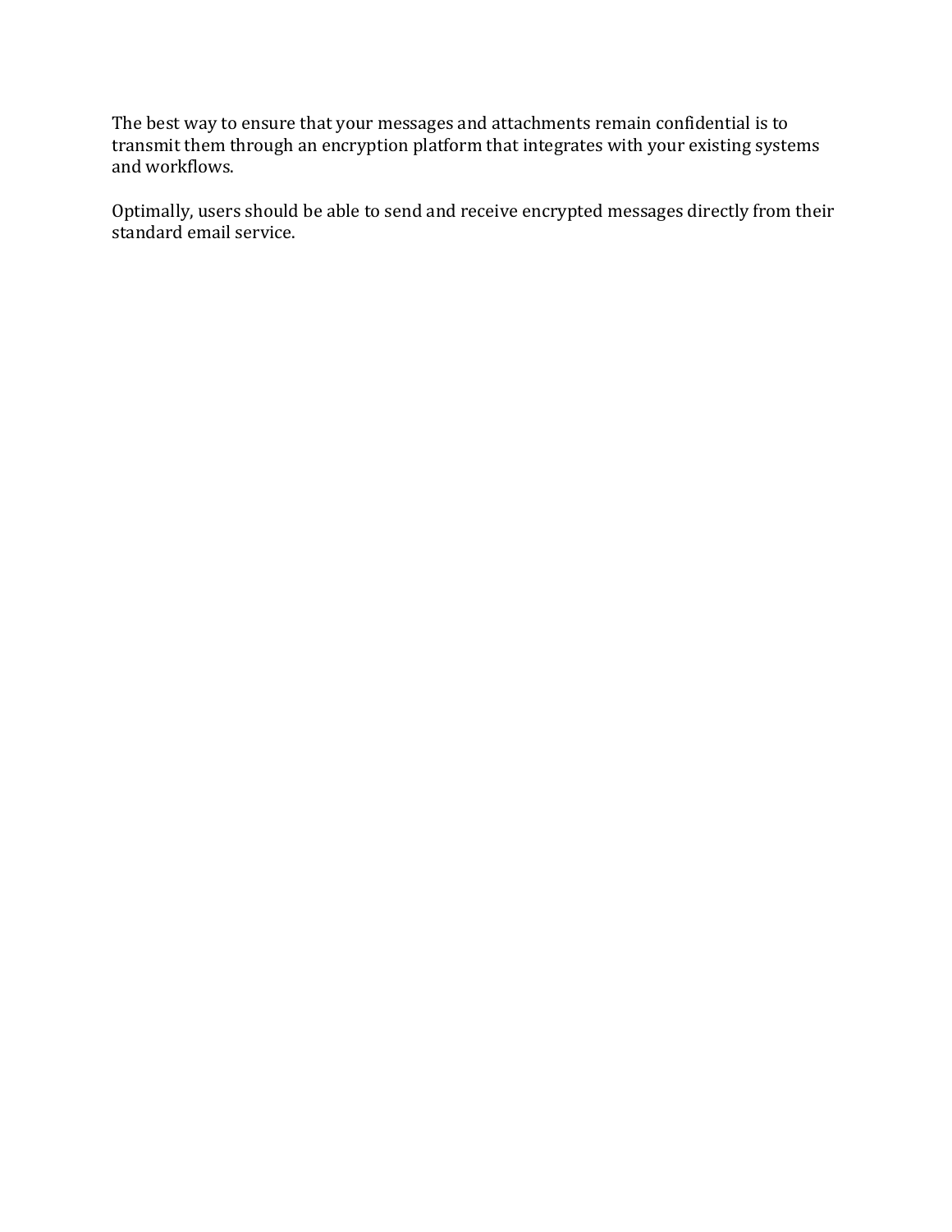The best way to ensure that your messages and attachments remain confidential is to transmit them through an encryption platform that integrates with your existing systems and workflows.

Optimally, users should be able to send and receive encrypted messages directly from their standard email service.